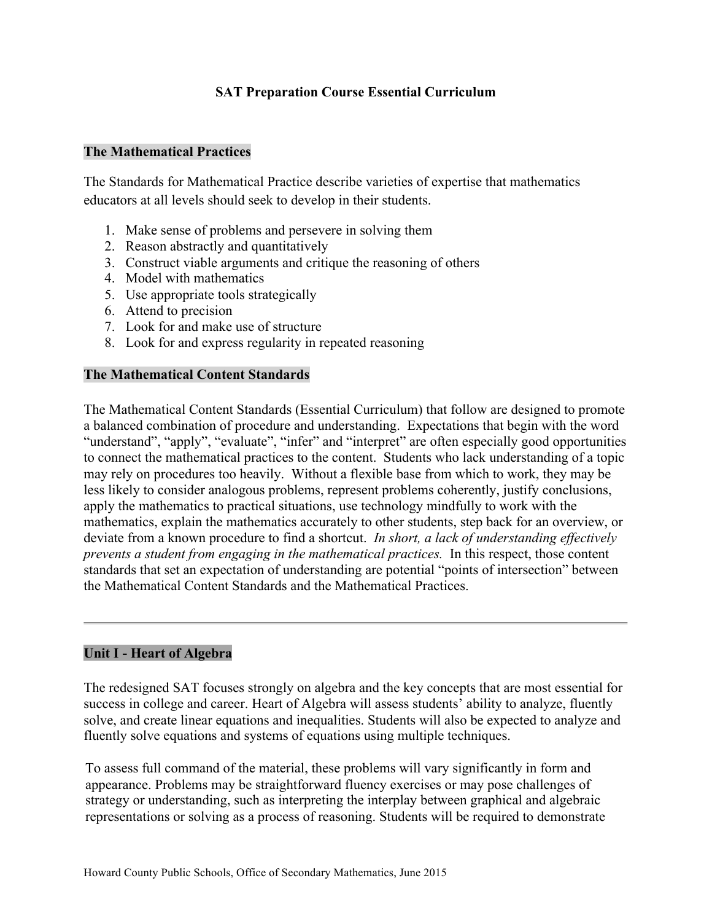# SAT Preparation Course Essential Curriculum

## The Mathematical Practices

The Standards for Mathematical Practice describe varieties of expertise that mathematics educators at all levels should seek to develop in their students.

1. Make sense of problems and persevere in solving them
2. Reason abstractly and quantitatively
3. Construct viable arguments and critique the reasoning of others
4. Model with mathematics
5. Use appropriate tools strategically
6. Attend to precision
7. Look for and make use of structure
8. Look for and express regularity in repeated reasoning

## The Mathematical Content Standards

The Mathematical Content Standards (Essential Curriculum) that follow are designed to promote a balanced combination of procedure and understanding. Expectations that begin with the word "understand", "apply", "evaluate", "infer" and "interpret" are often especially good opportunities to connect the mathematical practices to the content. Students who lack understanding of a topic may rely on procedures too heavily. Without a flexible base from which to work, they may be less likely to consider analogous problems, represent problems coherently, justify conclusions, apply the mathematics to practical situations, use technology mindfully to work with the mathematics, explain the mathematics accurately to other students, step back for an overview, or deviate from a known procedure to find a shortcut. *In short, a lack of understanding effectively prevents a student from engaging in the mathematical practices.* In this respect, those content standards that set an expectation of understanding are potential "points of intersection" between the Mathematical Content Standards and the Mathematical Practices.

---

## Unit I - Heart of Algebra

The redesigned SAT focuses strongly on algebra and the key concepts that are most essential for success in college and career. Heart of Algebra will assess students' ability to analyze, fluently solve, and create linear equations and inequalities. Students will also be expected to analyze and fluently solve equations and systems of equations using multiple techniques.

To assess full command of the material, these problems will vary significantly in form and appearance. Problems may be straightforward fluency exercises or may pose challenges of strategy or understanding, such as interpreting the interplay between graphical and algebraic representations or solving as a process of reasoning. Students will be required to demonstrate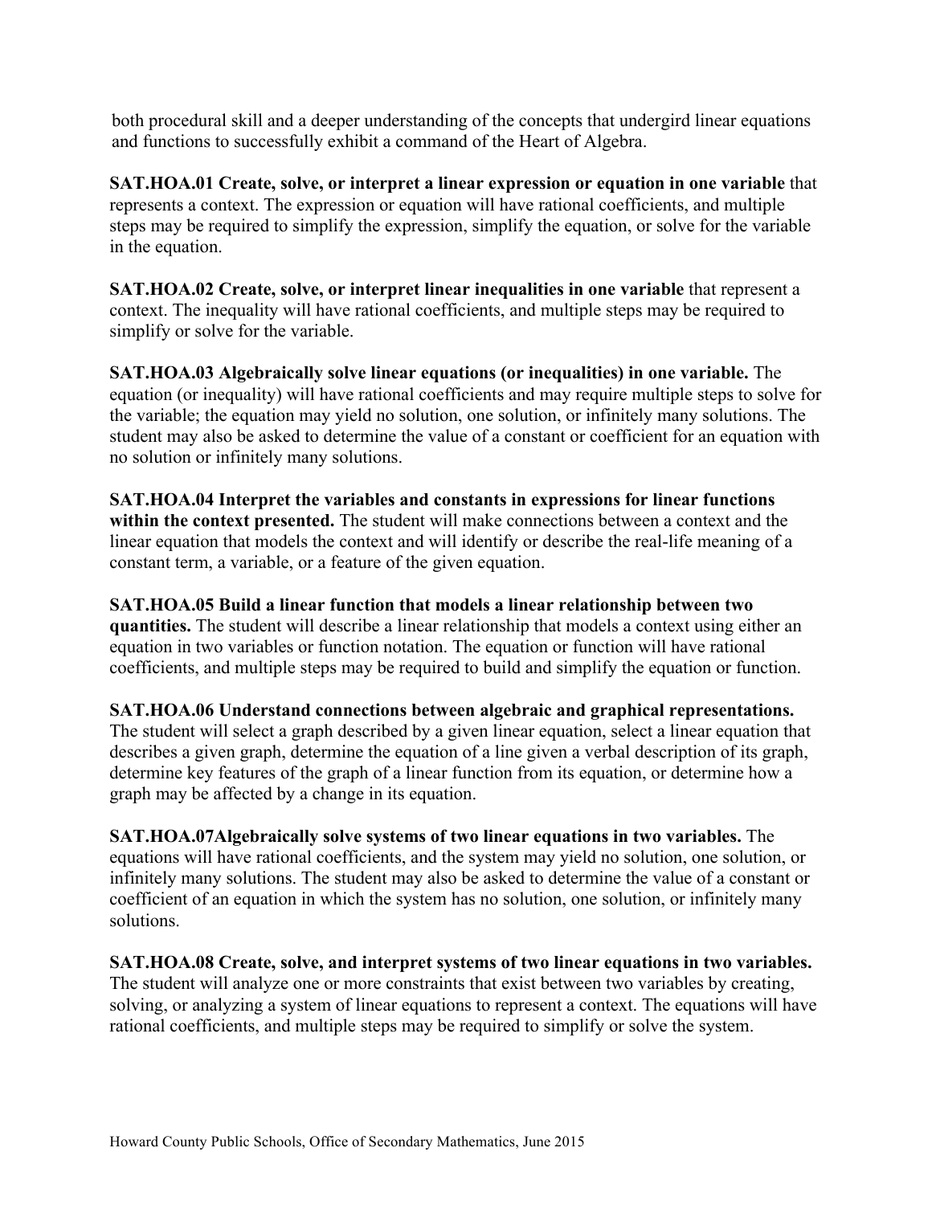both procedural skill and a deeper understanding of the concepts that undergird linear equations and functions to successfully exhibit a command of the Heart of Algebra.

**SAT.HOA.01 Create, solve, or interpret a linear expression or equation in one variable** that represents a context. The expression or equation will have rational coefficients, and multiple steps may be required to simplify the expression, simplify the equation, or solve for the variable in the equation.

**SAT.HOA.02 Create, solve, or interpret linear inequalities in one variable** that represent a context. The inequality will have rational coefficients, and multiple steps may be required to simplify or solve for the variable.

**SAT.HOA.03 Algebraically solve linear equations (or inequalities) in one variable.** The equation (or inequality) will have rational coefficients and may require multiple steps to solve for the variable; the equation may yield no solution, one solution, or infinitely many solutions. The student may also be asked to determine the value of a constant or coefficient for an equation with no solution or infinitely many solutions.

**SAT.HOA.04 Interpret the variables and constants in expressions for linear functions within the context presented.** The student will make connections between a context and the linear equation that models the context and will identify or describe the real-life meaning of a constant term, a variable, or a feature of the given equation.

**SAT.HOA.05 Build a linear function that models a linear relationship between two quantities.** The student will describe a linear relationship that models a context using either an equation in two variables or function notation. The equation or function will have rational coefficients, and multiple steps may be required to build and simplify the equation or function.

**SAT.HOA.06 Understand connections between algebraic and graphical representations.** The student will select a graph described by a given linear equation, select a linear equation that describes a given graph, determine the equation of a line given a verbal description of its graph, determine key features of the graph of a linear function from its equation, or determine how a graph may be affected by a change in its equation.

**SAT.HOA.07Algebraically solve systems of two linear equations in two variables.** The equations will have rational coefficients, and the system may yield no solution, one solution, or infinitely many solutions. The student may also be asked to determine the value of a constant or coefficient of an equation in which the system has no solution, one solution, or infinitely many solutions.

**SAT.HOA.08 Create, solve, and interpret systems of two linear equations in two variables.** The student will analyze one or more constraints that exist between two variables by creating, solving, or analyzing a system of linear equations to represent a context. The equations will have rational coefficients, and multiple steps may be required to simplify or solve the system.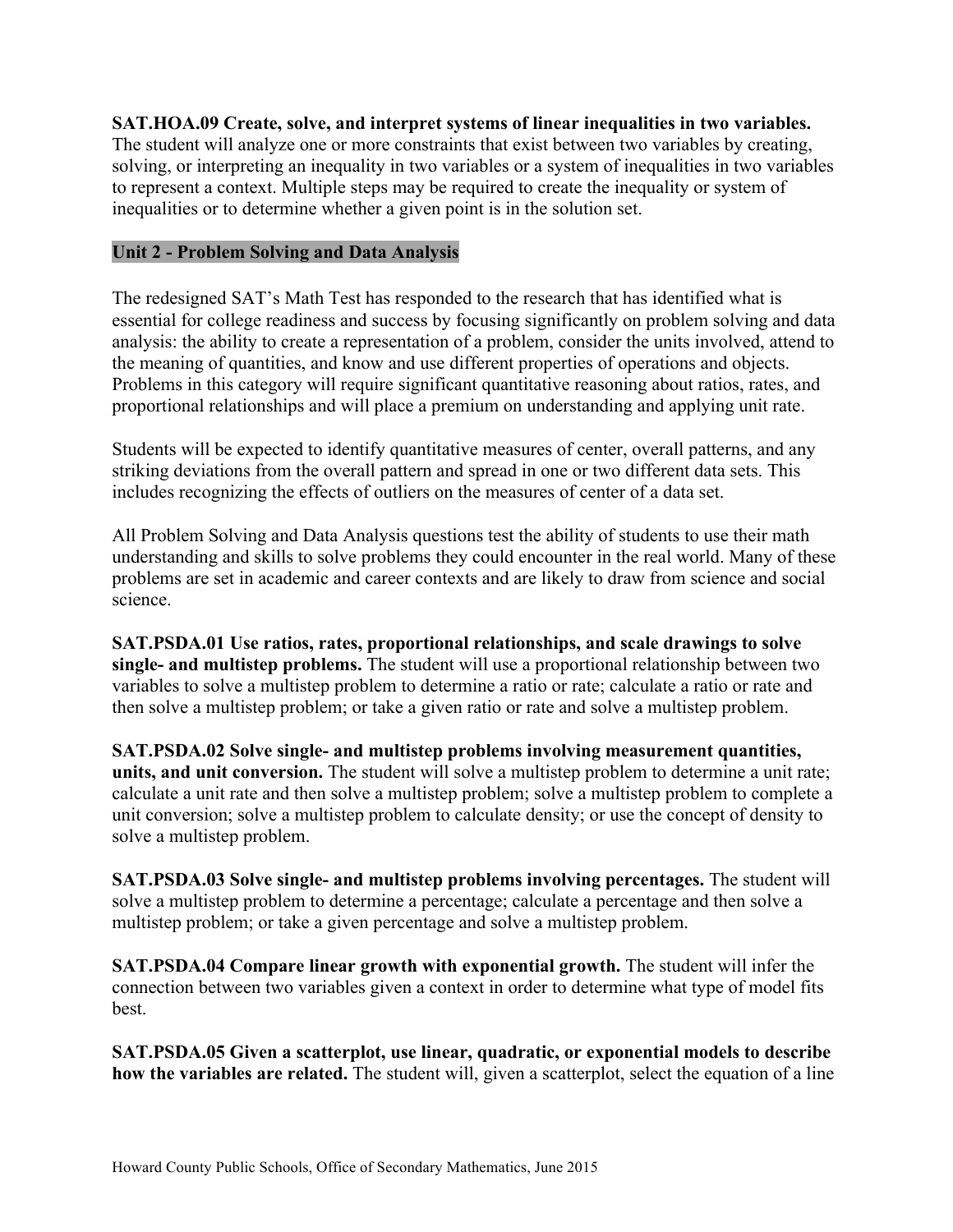**SAT.HOA.09 Create, solve, and interpret systems of linear inequalities in two variables.** The student will analyze one or more constraints that exist between two variables by creating, solving, or interpreting an inequality in two variables or a system of inequalities in two variables to represent a context. Multiple steps may be required to create the inequality or system of inequalities or to determine whether a given point is in the solution set.

## Unit 2 - Problem Solving and Data Analysis

The redesigned SAT's Math Test has responded to the research that has identified what is essential for college readiness and success by focusing significantly on problem solving and data analysis: the ability to create a representation of a problem, consider the units involved, attend to the meaning of quantities, and know and use different properties of operations and objects. Problems in this category will require significant quantitative reasoning about ratios, rates, and proportional relationships and will place a premium on understanding and applying unit rate.

Students will be expected to identify quantitative measures of center, overall patterns, and any striking deviations from the overall pattern and spread in one or two different data sets. This includes recognizing the effects of outliers on the measures of center of a data set.

All Problem Solving and Data Analysis questions test the ability of students to use their math understanding and skills to solve problems they could encounter in the real world. Many of these problems are set in academic and career contexts and are likely to draw from science and social science.

**SAT.PSDA.01 Use ratios, rates, proportional relationships, and scale drawings to solve single- and multistep problems.** The student will use a proportional relationship between two variables to solve a multistep problem to determine a ratio or rate; calculate a ratio or rate and then solve a multistep problem; or take a given ratio or rate and solve a multistep problem.

**SAT.PSDA.02 Solve single- and multistep problems involving measurement quantities, units, and unit conversion.** The student will solve a multistep problem to determine a unit rate; calculate a unit rate and then solve a multistep problem; solve a multistep problem to complete a unit conversion; solve a multistep problem to calculate density; or use the concept of density to solve a multistep problem.

**SAT.PSDA.03 Solve single- and multistep problems involving percentages.** The student will solve a multistep problem to determine a percentage; calculate a percentage and then solve a multistep problem; or take a given percentage and solve a multistep problem.

**SAT.PSDA.04 Compare linear growth with exponential growth.** The student will infer the connection between two variables given a context in order to determine what type of model fits best.

**SAT.PSDA.05 Given a scatterplot, use linear, quadratic, or exponential models to describe how the variables are related.** The student will, given a scatterplot, select the equation of a line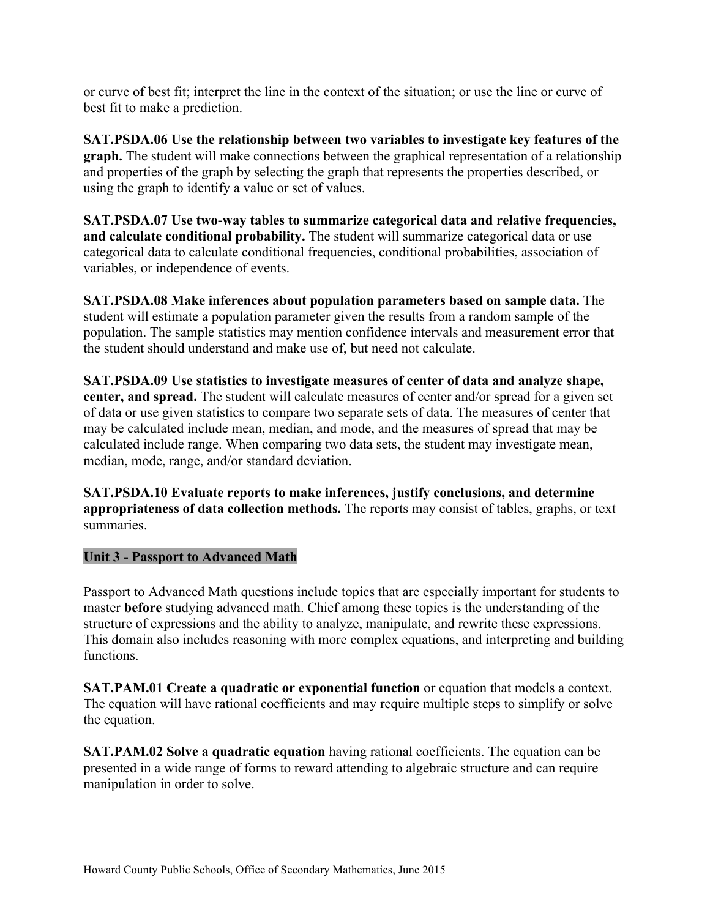or curve of best fit; interpret the line in the context of the situation; or use the line or curve of best fit to make a prediction.

**SAT.PSDA.06 Use the relationship between two variables to investigate key features of the graph.** The student will make connections between the graphical representation of a relationship and properties of the graph by selecting the graph that represents the properties described, or using the graph to identify a value or set of values.

**SAT.PSDA.07 Use two-way tables to summarize categorical data and relative frequencies, and calculate conditional probability.** The student will summarize categorical data or use categorical data to calculate conditional frequencies, conditional probabilities, association of variables, or independence of events.

**SAT.PSDA.08 Make inferences about population parameters based on sample data.** The student will estimate a population parameter given the results from a random sample of the population. The sample statistics may mention confidence intervals and measurement error that the student should understand and make use of, but need not calculate.

**SAT.PSDA.09 Use statistics to investigate measures of center of data and analyze shape, center, and spread.** The student will calculate measures of center and/or spread for a given set of data or use given statistics to compare two separate sets of data. The measures of center that may be calculated include mean, median, and mode, and the measures of spread that may be calculated include range. When comparing two data sets, the student may investigate mean, median, mode, range, and/or standard deviation.

**SAT.PSDA.10 Evaluate reports to make inferences, justify conclusions, and determine appropriateness of data collection methods.** The reports may consist of tables, graphs, or text summaries.

## Unit 3 - Passport to Advanced Math

Passport to Advanced Math questions include topics that are especially important for students to master **before** studying advanced math. Chief among these topics is the understanding of the structure of expressions and the ability to analyze, manipulate, and rewrite these expressions. This domain also includes reasoning with more complex equations, and interpreting and building functions.

**SAT.PAM.01 Create a quadratic or exponential function** or equation that models a context. The equation will have rational coefficients and may require multiple steps to simplify or solve the equation.

**SAT.PAM.02 Solve a quadratic equation** having rational coefficients. The equation can be presented in a wide range of forms to reward attending to algebraic structure and can require manipulation in order to solve.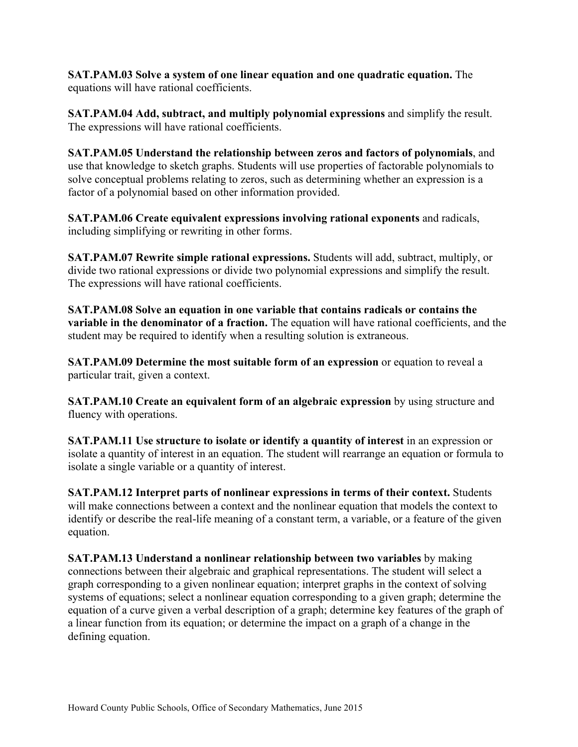**SAT.PAM.03 Solve a system of one linear equation and one quadratic equation.** The equations will have rational coefficients.

**SAT.PAM.04 Add, subtract, and multiply polynomial expressions** and simplify the result. The expressions will have rational coefficients.

**SAT.PAM.05 Understand the relationship between zeros and factors of polynomials**, and use that knowledge to sketch graphs. Students will use properties of factorable polynomials to solve conceptual problems relating to zeros, such as determining whether an expression is a factor of a polynomial based on other information provided.

**SAT.PAM.06 Create equivalent expressions involving rational exponents** and radicals, including simplifying or rewriting in other forms.

**SAT.PAM.07 Rewrite simple rational expressions.** Students will add, subtract, multiply, or divide two rational expressions or divide two polynomial expressions and simplify the result. The expressions will have rational coefficients.

**SAT.PAM.08 Solve an equation in one variable that contains radicals or contains the variable in the denominator of a fraction.** The equation will have rational coefficients, and the student may be required to identify when a resulting solution is extraneous.

**SAT.PAM.09 Determine the most suitable form of an expression** or equation to reveal a particular trait, given a context.

**SAT.PAM.10 Create an equivalent form of an algebraic expression** by using structure and fluency with operations.

**SAT.PAM.11 Use structure to isolate or identify a quantity of interest** in an expression or isolate a quantity of interest in an equation. The student will rearrange an equation or formula to isolate a single variable or a quantity of interest.

**SAT.PAM.12 Interpret parts of nonlinear expressions in terms of their context.** Students will make connections between a context and the nonlinear equation that models the context to identify or describe the real-life meaning of a constant term, a variable, or a feature of the given equation.

**SAT.PAM.13 Understand a nonlinear relationship between two variables** by making connections between their algebraic and graphical representations. The student will select a graph corresponding to a given nonlinear equation; interpret graphs in the context of solving systems of equations; select a nonlinear equation corresponding to a given graph; determine the equation of a curve given a verbal description of a graph; determine key features of the graph of a linear function from its equation; or determine the impact on a graph of a change in the defining equation.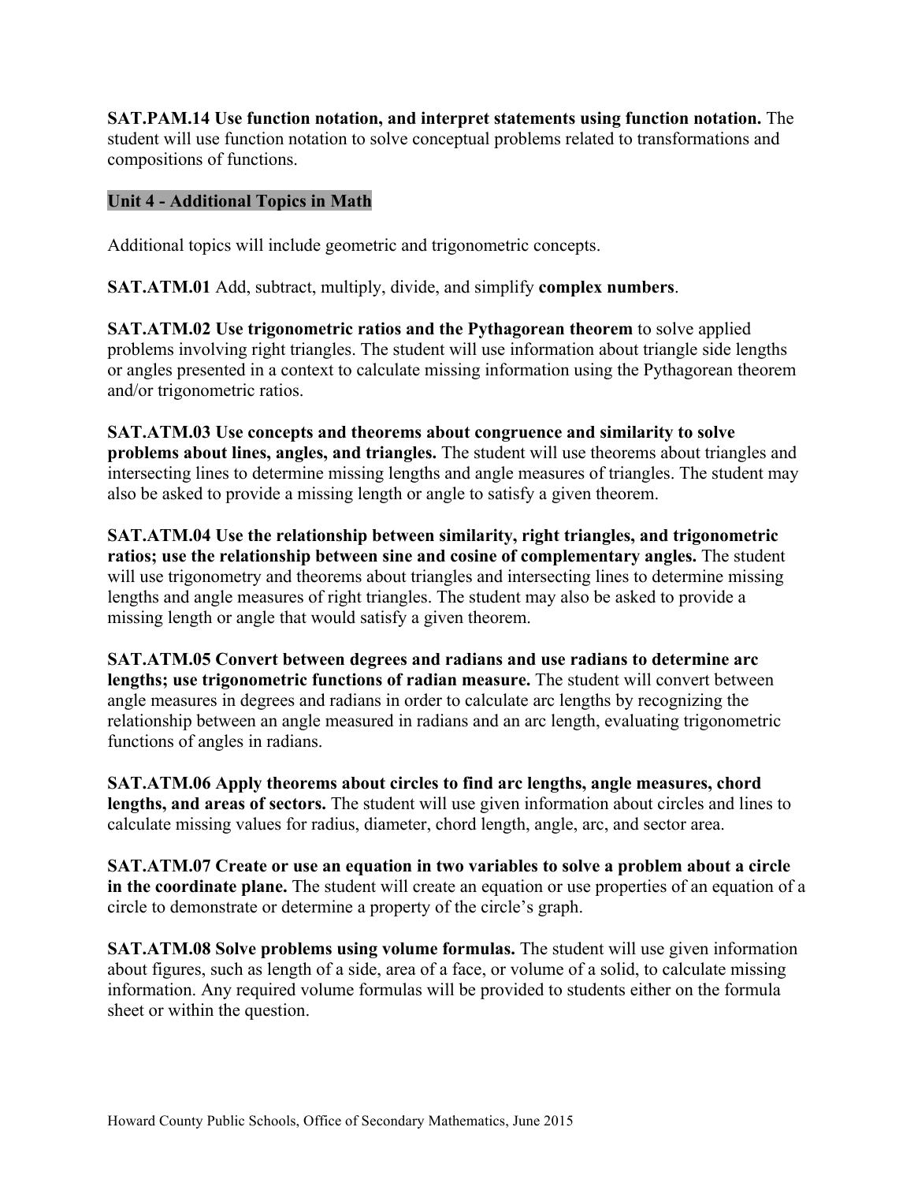**SAT.PAM.14 Use function notation, and interpret statements using function notation.** The student will use function notation to solve conceptual problems related to transformations and compositions of functions.

## Unit 4 - Additional Topics in Math

Additional topics will include geometric and trigonometric concepts.

**SAT.ATM.01** Add, subtract, multiply, divide, and simplify **complex numbers**.

**SAT.ATM.02 Use trigonometric ratios and the Pythagorean theorem** to solve applied problems involving right triangles. The student will use information about triangle side lengths or angles presented in a context to calculate missing information using the Pythagorean theorem and/or trigonometric ratios.

**SAT.ATM.03 Use concepts and theorems about congruence and similarity to solve problems about lines, angles, and triangles.** The student will use theorems about triangles and intersecting lines to determine missing lengths and angle measures of triangles. The student may also be asked to provide a missing length or angle to satisfy a given theorem.

**SAT.ATM.04 Use the relationship between similarity, right triangles, and trigonometric ratios; use the relationship between sine and cosine of complementary angles.** The student will use trigonometry and theorems about triangles and intersecting lines to determine missing lengths and angle measures of right triangles. The student may also be asked to provide a missing length or angle that would satisfy a given theorem.

**SAT.ATM.05 Convert between degrees and radians and use radians to determine arc lengths; use trigonometric functions of radian measure.** The student will convert between angle measures in degrees and radians in order to calculate arc lengths by recognizing the relationship between an angle measured in radians and an arc length, evaluating trigonometric functions of angles in radians.

**SAT.ATM.06 Apply theorems about circles to find arc lengths, angle measures, chord lengths, and areas of sectors.** The student will use given information about circles and lines to calculate missing values for radius, diameter, chord length, angle, arc, and sector area.

**SAT.ATM.07 Create or use an equation in two variables to solve a problem about a circle in the coordinate plane.** The student will create an equation or use properties of an equation of a circle to demonstrate or determine a property of the circle's graph.

**SAT.ATM.08 Solve problems using volume formulas.** The student will use given information about figures, such as length of a side, area of a face, or volume of a solid, to calculate missing information. Any required volume formulas will be provided to students either on the formula sheet or within the question.